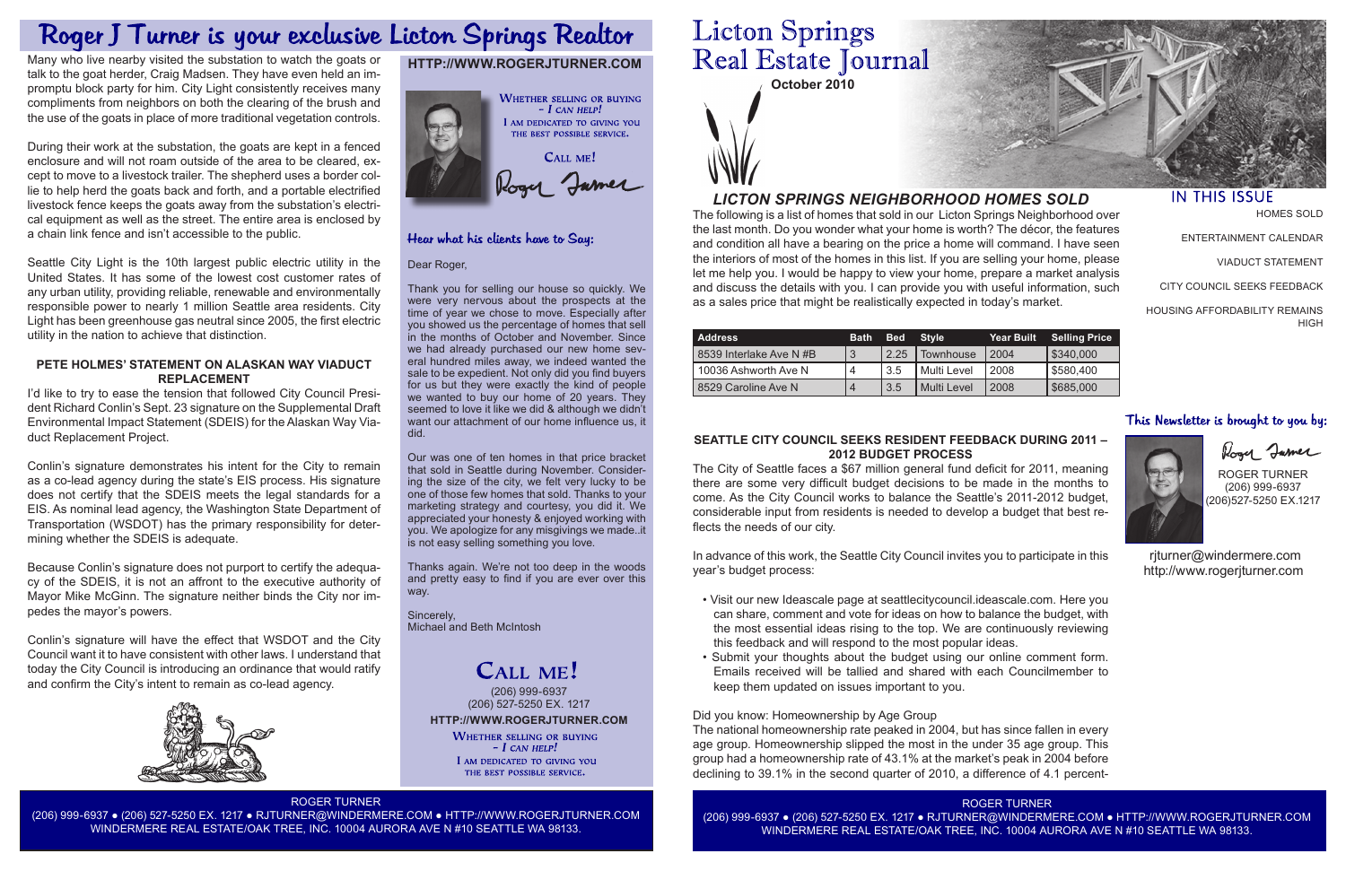# Roger J Turner is your exclusive Licton Springs Realtor

Many who live nearby visited the substation to watch the goats or talk to the goat herder, Craig Madsen. They have even held an impromptu block party for him. City Light consistently receives many compliments from neighbors on both the clearing of the brush and the use of the goats in place of more traditional vegetation controls.

During their work at the substation, the goats are kept in a fenced enclosure and will not roam outside of the area to be cleared, except to move to a livestock trailer. The shepherd uses a border collie to help herd the goats back and forth, and a portable electrified livestock fence keeps the goats away from the substation's electrical equipment as well as the street. The entire area is enclosed by a chain link fence and isn't accessible to the public.

Seattle City Light is the 10th largest public electric utility in the United States. It has some of the lowest cost customer rates of any urban utility, providing reliable, renewable and environmentally responsible power to nearly 1 million Seattle area residents. City Light has been greenhouse gas neutral since 2005, the first electric utility in the nation to achieve that distinction.

### PETE HOLMES' STATEMENT ON ALASKAN WAY VIADUCT REPLACEMENT

I'd like to try to ease the tension that followed City Council President Richard Conlin's Sept. 23 signature on the Supplemental Draft Environmental Impact Statement (SDEIS) for the Alaskan Way Viaduct Replacement Project.

Conlin's signature demonstrates his intent for the City to remain as a co-lead agency during the state's EIS process. His signature does not certify that the SDEIS meets the legal standards for a EIS. As nominal lead agency, the Washington State Department of Transportation (WSDOT) has the primary responsibility for determining whether the SDEIS is adequate.

Because Conlin's signature does not purport to certify the adequacy of the SDEIS, it is not an affront to the executive authority of Mayor Mike McGinn. The signature neither binds the City nor impedes the mayor's powers.

Conlin's signature will have the effect that WSDOT and the City Council want it to have consistent with other laws. I understand that today the City Council is introducing an ordinance that would ratify and confirm the City's intent to remain as co-lead agency.

**HTTP://WWW.ROGERJTURNER.COM**

WHETHER SELLING OR BUYING – *I CAN HELP!*
I AM DEDICATED TO GIVING YOU THE BEST POSSIBLE SERVICE.

CALL ME!

Roger Turner

## Hear what his clients have to Say:

Dear Roger,

Thank you for selling our house so quickly. We were very nervous about the prospects at the time of year we chose to move. Especially after you showed us the percentage of homes that sell in the months of October and November. Since we had already purchased our new home several hundred miles away, we indeed wanted the sale to be expedient. Not only did you find buyers for us but they were exactly the kind of people we wanted to buy our home of 20 years. They seemed to love it like we did & although we didn't want our attachment of our home influence us, it did.

Our was one of ten homes in that price bracket that sold in Seattle during November. Considering the size of the city, we felt very lucky to be one of those few homes that sold. Thanks to your marketing strategy and courtesy, you did it. We appreciated your honesty & enjoyed working with you. We apologize for any misgivings we made..it is not easy selling something you love.

Thanks again. We're not too deep in the woods and pretty easy to find if you are ever over this way.

Sincerely,
Michael and Beth McIntosh

## CALL ME!

(206) 999-6937
(206) 527-5250 EX. 1217

**HTTP://WWW.ROGERJTURNER.COM**

WHETHER SELLING OR BUYING – *I CAN HELP!*
I AM DEDICATED TO GIVING YOU THE BEST POSSIBLE SERVICE.

ROGER TURNER
(206) 999-6937 ● (206) 527-5250 EX. 1217 ● RJTURNER@WINDERMERE.COM ● HTTP://WWW.ROGERJTURNER.COM
WINDERMERE REAL ESTATE/OAK TREE, INC. 10004 AURORA AVE N #10 SEATTLE WA 98133.

# Licton Springs Real Estate Journal

**October 2010**

## LICTON SPRINGS NEIGHBORHOOD HOMES SOLD

The following is a list of homes that sold in our Licton Springs Neighborhood over the last month. Do you wonder what your home is worth? The décor, the features and condition all have a bearing on the price a home will command. I have seen the interiors of most of the homes in this list. If you are selling your home, please let me help you. I would be happy to view your home, prepare a market analysis and discuss the details with you. I can provide you with useful information, such as a sales price that might be realistically expected in today's market.

| Address | Bath | Bed | Style | Year Built | Selling Price |
|---|---|---|---|---|---|
| 8539 Interlake Ave N #B | 3 | 2.25 | Townhouse | 2004 | $340,000 |
| 10036 Ashworth Ave N | 4 | 3.5 | Multi Level | 2008 | $580,400 |
| 8529 Caroline Ave N | 4 | 3.5 | Multi Level | 2008 | $685,000 |

### SEATTLE CITY COUNCIL SEEKS RESIDENT FEEDBACK DURING 2011 – 2012 BUDGET PROCESS

The City of Seattle faces a $67 million general fund deficit for 2011, meaning there are some very difficult budget decisions to be made in the months to come. As the City Council works to balance the Seattle's 2011-2012 budget, considerable input from residents is needed to develop a budget that best reflects the needs of our city.

In advance of this work, the Seattle City Council invites you to participate in this year's budget process:

- Visit our new Ideascale page at seattlecitycouncil.ideascale.com. Here you can share, comment and vote for ideas on how to balance the budget, with the most essential ideas rising to the top. We are continuously reviewing this feedback and will respond to the most popular ideas.
- Submit your thoughts about the budget using our online comment form. Emails received will be tallied and shared with each Councilmember to keep them updated on issues important to you.

Did you know: Homeownership by Age Group
The national homeownership rate peaked in 2004, but has since fallen in every age group. Homeownership slipped the most in the under 35 age group. This group had a homeownership rate of 43.1% at the market's peak in 2004 before declining to 39.1% in the second quarter of 2010, a difference of 4.1 percent-

## IN THIS ISSUE

- HOMES SOLD
- ENTERTAINMENT CALENDAR
- VIADUCT STATEMENT
- CITY COUNCIL SEEKS FEEDBACK
- HOUSING AFFORDABILITY REMAINS HIGH

## This Newsletter is brought to you by:

Roger Turner
ROGER TURNER
(206) 999-6937
(206)527-5250 EX.1217

rjturner@windermere.com
http://www.rogerjturner.com

ROGER TURNER
(206) 999-6937 ● (206) 527-5250 EX. 1217 ● RJTURNER@WINDERMERE.COM ● HTTP://WWW.ROGERJTURNER.COM
WINDERMERE REAL ESTATE/OAK TREE, INC. 10004 AURORA AVE N #10 SEATTLE WA 98133.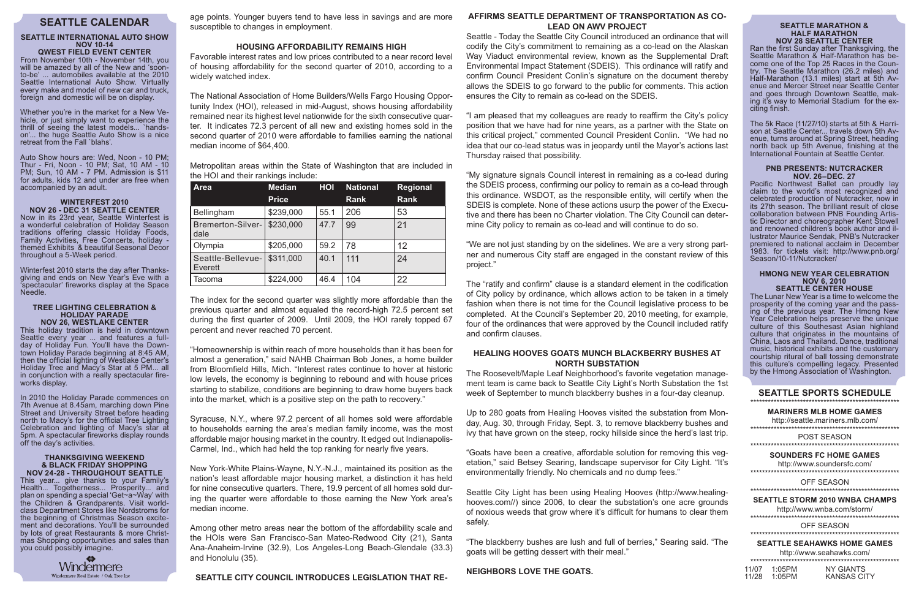## SEATTLE CALENDAR

### SEATTLE INTERNATIONAL AUTO SHOW
### NOV 10-14
### QWEST FIELD EVENT CENTER

From November 10th - November 14th, you will be amazed by all of the New and 'soon-to-be' ... automobiles available at the 2010 Seattle International Auto Show. Virtually every make and model of new car and truck, foreign and domestic will be on display.

Whether you're in the market for a New Vehicle, or just simply want to experience the thrill of seeing the latest models... 'hands-on'... the huge Seattle Auto Show is a nice retreat from the Fall 'blahs'.

Auto Show hours are: Wed, Noon - 10 PM; Thur - Fri, Noon - 10 PM; Sat, 10 AM - 10 PM; Sun, 10 AM - 7 PM. Admission is $11 for adults, kids 12 and under are free when accompanied by an adult.

### WINTERFEST 2010
### NOV 26 - DEC 31 SEATTLE CENTER

Now in its 23rd year, Seattle Winterfest is a wonderful celebration of Holiday Season traditions offering classic Holiday Foods, Family Activities, Free Concerts, holiday - themed Exhibits & beautiful Seasonal Decor throughout a 5-Week period.

Winterfest 2010 starts the day after Thanksgiving and ends on New Year's Eve with a 'spectacular' fireworks display at the Space Needle.

### TREE LIGHTING CELEBRATION & HOLIDAY PARADE
### NOV 26, WESTLAKE CENTER

This holiday tradition is held in downtown Seattle every year ... and features a full-day of Holiday Fun. You'll have the Downtown Holiday Parade beginning at 8:45 AM, then the official lighting of Westlake Center's Holiday Tree and Macy's Star at 5 PM... all in conjunction with a really spectacular fireworks display.

In 2010 the Holiday Parade commences on 7th Avenue at 8.45am, marching down Pine Street and University Street before heading north to Macy's for the official Tree Lighting Celebration and lighting of Macy's star at 5pm. A spectacular fireworks display rounds off the day's activities.

### THANKSGIVING WEEKEND & BLACK FRIDAY SHOPPING
### NOV 24-28 - THROUGHOUT SEATTLE

This year... give thanks to your Family's Health... Togetherness... Prosperity... and plan on spending a special 'Get~a~Way' with the Children & Grandparents. Visit world-class Department Stores like Nordstroms for the beginning of Christmas Season excitement and decorations. You'll be surrounded by lots of great Restaurants & more Christmas Shopping opportunities and sales than you could possibly imagine.

Windermere
Windermere Real Estate / Oak Tree Inc

age points. Younger buyers tend to have less in savings and are more susceptible to changes in employment.

## HOUSING AFFORDABILITY REMAINS HIGH

Favorable interest rates and low prices contributed to a near record level of housing affordability for the second quarter of 2010, according to a widely watched index.

The National Association of Home Builders/Wells Fargo Housing Opportunity Index (HOI), released in mid-August, shows housing affordability remained near its highest level nationwide for the sixth consecutive quarter. It indicates 72.3 percent of all new and existing homes sold in the second quarter of 2010 were affordable to families earning the national median income of $64,400.

Metropolitan areas within the State of Washington that are included in the HOI and their rankings include:

| Area | Median Price | HOI | National Rank | Regional Rank |
|---|---|---|---|---|
| Bellingham | $239,000 | 55.1 | 206 | 53 |
| Bremerton-Silverdale | $230,000 | 47.7 | 99 | 21 |
| Olympia | $205,000 | 59.2 | 78 | 12 |
| Seattle-Bellevue-Everett | $311,000 | 40.1 | 111 | 24 |
| Tacoma | $224,000 | 46.4 | 104 | 22 |

The index for the second quarter was slightly more affordable than the previous quarter and almost equaled the record-high 72.5 percent set during the first quarter of 2009. Until 2009, the HOI rarely topped 67 percent and never reached 70 percent.

"Homeownership is within reach of more households than it has been for almost a generation," said NAHB Chairman Bob Jones, a home builder from Bloomfield Hills, Mich. "Interest rates continue to hover at historic low levels, the economy is beginning to rebound and with house prices starting to stabilize, conditions are beginning to draw home buyers back into the market, which is a positive step on the path to recovery."

Syracuse, N.Y., where 97.2 percent of all homes sold were affordable to households earning the area's median family income, was the most affordable major housing market in the country. It edged out Indianapolis-Carmel, Ind., which had held the top ranking for nearly five years.

New York-White Plains-Wayne, N.Y.-N.J., maintained its position as the nation's least affordable major housing market, a distinction it has held for nine consecutive quarters. There, 19.9 percent of all homes sold during the quarter were affordable to those earning the New York area's median income.

Among other metro areas near the bottom of the affordability scale and the HOIs were San Francisco-San Mateo-Redwood City (21), Santa Ana-Anaheim-Irvine (32.9), Los Angeles-Long Beach-Glendale (33.3) and Honolulu (35).

## SEATTLE CITY COUNCIL INTRODUCES LEGISLATION THAT REAFFIRMS SEATTLE DEPARTMENT OF TRANSPORTATION AS CO-LEAD ON AWV PROJECT

Seattle - Today the Seattle City Council introduced an ordinance that will codify the City's commitment to remaining as a co-lead on the Alaskan Way Viaduct environmental review, known as the Supplemental Draft Environmental Impact Statement (SDEIS). This ordinance will ratify and confirm Council President Conlin's signature on the document thereby allows the SDEIS to go forward to the public for comments. This action ensures the City to remain as co-lead on the SDEIS.

"I am pleased that my colleagues are ready to reaffirm the City's policy position that we have had for nine years, as a partner with the State on this critical project," commented Council President Conlin. "We had no idea that our co-lead status was in jeopardy until the Mayor's actions last Thursday raised that possibility.

"My signature signals Council interest in remaining as a co-lead during the SDEIS process, confirming our policy to remain as a co-lead through this ordinance. WSDOT, as the responsible entity, will certify when the SDEIS is complete. None of these actions usurp the power of the Executive and there has been no Charter violation. The City Council can determine City policy to remain as co-lead and will continue to do so.

"We are not just standing by on the sidelines. We are a very strong partner and numerous City staff are engaged in the constant review of this project."

The "ratify and confirm" clause is a standard element in the codification of City policy by ordinance, which allows action to be taken in a timely fashion when there is not time for the Council legislative process to be completed. At the Council's September 20, 2010 meeting, for example, four of the ordinances that were approved by the Council included ratify and confirm clauses.

## HEALING HOOVES GOATS MUNCH BLACKBERRY BUSHES AT NORTH SUBSTATION

The Roosevelt/Maple Leaf Neighborhood's favorite vegetation management team is came back to Seattle City Light's North Substation the 1st week of September to munch blackberry bushes in a four-day cleanup.

Up to 280 goats from Healing Hooves visited the substation from Monday, Aug. 30, through Friday, Sept. 3, to remove blackberry bushes and ivy that have grown on the steep, rocky hillside since the herd's last trip.

"Goats have been a creative, affordable solution for removing this vegetation," said Betsey Searing, landscape supervisor for City Light. "It's environmentally friendly. No chemicals and no dump fees."

Seattle City Light has been using Healing Hooves (http://www.healinghooves.com//) since 2006, to clear the substation's one acre grounds of noxious weeds that grow where it's difficult for humans to clear them safely.

"The blackberry bushes are lush and full of berries," Searing said. "The goats will be getting dessert with their meal."

**NEIGHBORS LOVE THE GOATS.**

### SEATTLE MARATHON & HALF MARATHON
### NOV 28 SEATTLE CENTER

Ran the first Sunday after Thanksgiving, the Seattle Marathon & Half-Marathon has become one of the Top 25 Races in the Country. The Seattle Marathon (26.2 miles) and Half-Marathon (13.1 miles) start at 5th Avenue and Mercer Street near Seattle Center and goes through Downtown Seattle, making it's way to Memorial Stadium for the exciting finish.

The 5k Race (11/27/10) starts at 5th & Harrison at Seattle Center... travels down 5th Avenue, turns around at Spring Street, heading north back up 5th Avenue, finishing at the International Fountain at Seattle Center.

### PNB PRESENTS: NUTCRACKER
### NOV. 26–DEC. 27

Pacific Northwest Ballet can proudly lay claim to the world's most recognized and celebrated production of Nutcracker, now in its 27th season. The brilliant result of close collaboration between PNB Founding Artistic Dictor and choreographer Kent Stowell and renowned children's book author and illustrator Maurice Sendak, PNB's Nutcracker premiered to national acclaim in December 1983. for tickets visit: http://www.pnb.org/Season/10-11/Nutcracker/

### HMONG NEW YEAR CELEBRATION
### NOV 6, 2010
### SEATTLE CENTER HOUSE

The Lunar New Year is a time to welcome the prosperity of the coming year and the passing of the previous year. The Hmong New Year Celebration helps preserve the unique culture of this Southeast Asian highland culture that originates in the mountains of China, Laos and Thailand. Dance, traditional music, historical exhibits and the customary courtship ritural of ball tossing demonstrate this culture's compelling legacy. Presented by the Hmong Association of Washington.

## SEATTLE SPORTS SCHEDULE

**MARINERS MLB HOME GAMES**
http://seattle.mariners.mlb.com/

POST SEASON

**SOUNDERS FC HOME GAMES**
http://www.soundersfc.com/

OFF SEASON

**SEATTLE STORM 2010 WNBA CHAMPS**
http://www.wnba.com/storm/

OFF SEASON

**SEATTLE SEAHAWKS HOME GAMES**
http://www.seahawks.com/

11/07 1:05PM NY GIANTS
11/28 1:05PM KANSAS CITY